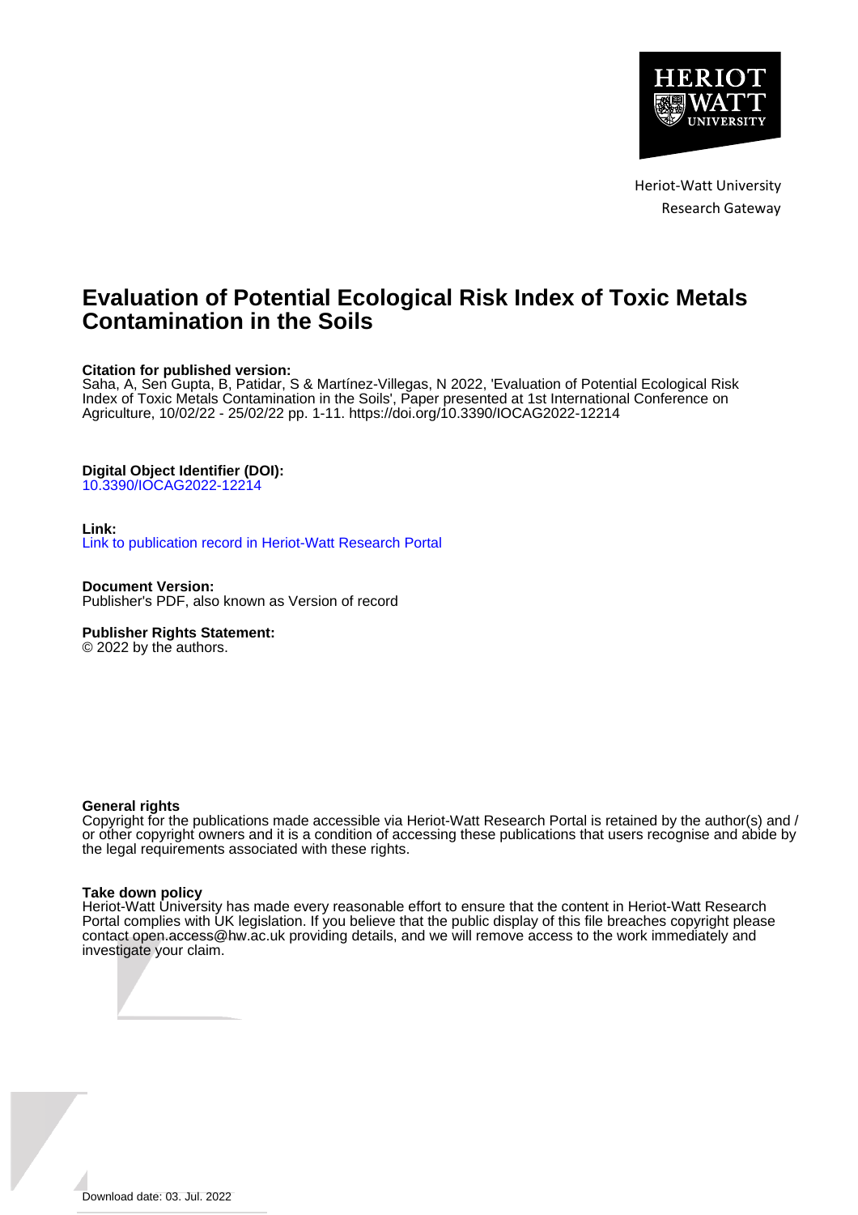Heriot-Watt University
Research Gateway

# Evaluation of Potential Ecological Risk Index of Toxic Metals Contamination in the Soils

**Citation for published version:**
Saha, A, Sen Gupta, B, Patidar, S & Martínez-Villegas, N 2022, 'Evaluation of Potential Ecological Risk Index of Toxic Metals Contamination in the Soils', Paper presented at 1st International Conference on Agriculture, 10/02/22 - 25/02/22 pp. 1-11. https://doi.org/10.3390/IOCAG2022-12214

**Digital Object Identifier (DOI):**
10.3390/IOCAG2022-12214

**Link:**
Link to publication record in Heriot-Watt Research Portal

**Document Version:**
Publisher's PDF, also known as Version of record

**Publisher Rights Statement:**
© 2022 by the authors.

**General rights**
Copyright for the publications made accessible via Heriot-Watt Research Portal is retained by the author(s) and / or other copyright owners and it is a condition of accessing these publications that users recognise and abide by the legal requirements associated with these rights.

**Take down policy**
Heriot-Watt University has made every reasonable effort to ensure that the content in Heriot-Watt Research Portal complies with UK legislation. If you believe that the public display of this file breaches copyright please contact open.access@hw.ac.uk providing details, and we will remove access to the work immediately and investigate your claim.

Download date: 03. Jul. 2022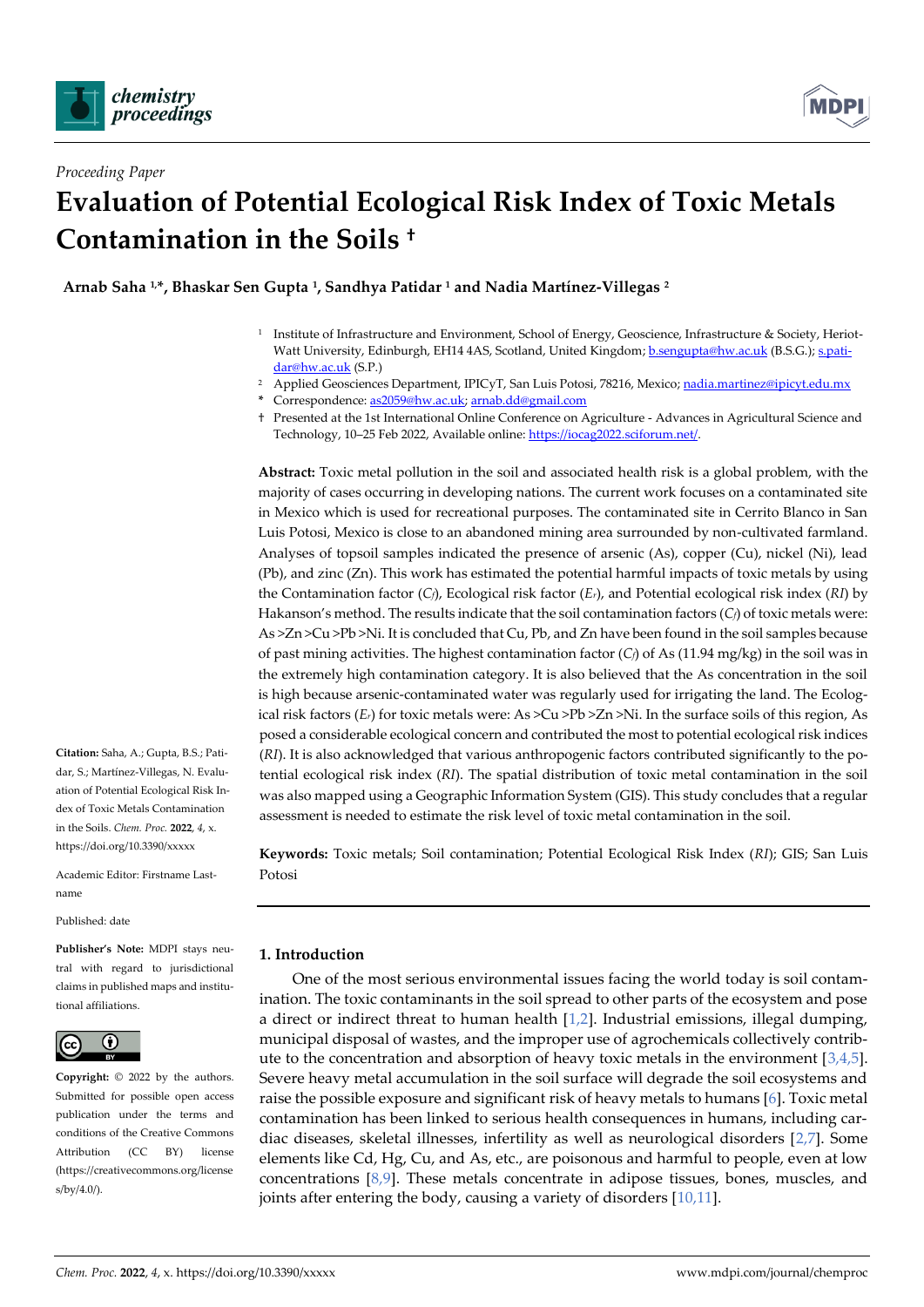Proceeding Paper

# Evaluation of Potential Ecological Risk Index of Toxic Metals Contamination in the Soils †

**Arnab Saha [1,*], Bhaskar Sen Gupta [1], Sandhya Patidar [1] and Nadia Martínez-Villegas [2]**

[1] Institute of Infrastructure and Environment, School of Energy, Geoscience, Infrastructure & Society, Heriot-Watt University, Edinburgh, EH14 4AS, Scotland, United Kingdom; b.sengupta@hw.ac.uk (B.S.G.); s.patidar@hw.ac.uk (S.P.)

[2] Applied Geosciences Department, IPICyT, San Luis Potosi, 78216, Mexico; nadia.martinez@ipicyt.edu.mx

\* Correspondence: as2059@hw.ac.uk; arnab.dd@gmail.com

† Presented at the 1st International Online Conference on Agriculture - Advances in Agricultural Science and Technology, 10–25 Feb 2022, Available online: https://iocag2022.sciforum.net/.

**Abstract:** Toxic metal pollution in the soil and associated health risk is a global problem, with the majority of cases occurring in developing nations. The current work focuses on a contaminated site in Mexico which is used for recreational purposes. The contaminated site in Cerrito Blanco in San Luis Potosi, Mexico is close to an abandoned mining area surrounded by non-cultivated farmland. Analyses of topsoil samples indicated the presence of arsenic (As), copper (Cu), nickel (Ni), lead (Pb), and zinc (Zn). This work has estimated the potential harmful impacts of toxic metals by using the Contamination factor ($C_f$), Ecological risk factor ($E_r$), and Potential ecological risk index (*RI*) by Hakanson's method. The results indicate that the soil contamination factors ($C_f$) of toxic metals were: As >Zn >Cu >Pb >Ni. It is concluded that Cu, Pb, and Zn have been found in the soil samples because of past mining activities. The highest contamination factor ($C_f$) of As (11.94 mg/kg) in the soil was in the extremely high contamination category. It is also believed that the As concentration in the soil is high because arsenic-contaminated water was regularly used for irrigating the land. The Ecological risk factors ($E_r$) for toxic metals were: As >Cu >Pb >Zn >Ni. In the surface soils of this region, As posed a considerable ecological concern and contributed the most to potential ecological risk indices (*RI*). It is also acknowledged that various anthropogenic factors contributed significantly to the potential ecological risk index (*RI*). The spatial distribution of toxic metal contamination in the soil was also mapped using a Geographic Information System (GIS). This study concludes that a regular assessment is needed to estimate the risk level of toxic metal contamination in the soil.

**Keywords:** Toxic metals; Soil contamination; Potential Ecological Risk Index (*RI*); GIS; San Luis Potosi

**Citation:** Saha, A.; Gupta, B.S.; Patidar, S.; Martínez-Villegas, N. Evaluation of Potential Ecological Risk Index of Toxic Metals Contamination in the Soils. *Chem. Proc.* **2022**, *4*, x. https://doi.org/10.3390/xxxxx

Academic Editor: Firstname Lastname

Published: date

**Publisher's Note:** MDPI stays neutral with regard to jurisdictional claims in published maps and institutional affiliations.

**Copyright:** © 2022 by the authors. Submitted for possible open access publication under the terms and conditions of the Creative Commons Attribution (CC BY) license (https://creativecommons.org/licenses/by/4.0/).

## 1. Introduction

One of the most serious environmental issues facing the world today is soil contamination. The toxic contaminants in the soil spread to other parts of the ecosystem and pose a direct or indirect threat to human health [1,2]. Industrial emissions, illegal dumping, municipal disposal of wastes, and the improper use of agrochemicals collectively contribute to the concentration and absorption of heavy toxic metals in the environment [3,4,5]. Severe heavy metal accumulation in the soil surface will degrade the soil ecosystems and raise the possible exposure and significant risk of heavy metals to humans [6]. Toxic metal contamination has been linked to serious health consequences in humans, including cardiac diseases, skeletal illnesses, infertility as well as neurological disorders [2,7]. Some elements like Cd, Hg, Cu, and As, etc., are poisonous and harmful to people, even at low concentrations [8,9]. These metals concentrate in adipose tissues, bones, muscles, and joints after entering the body, causing a variety of disorders [10,11].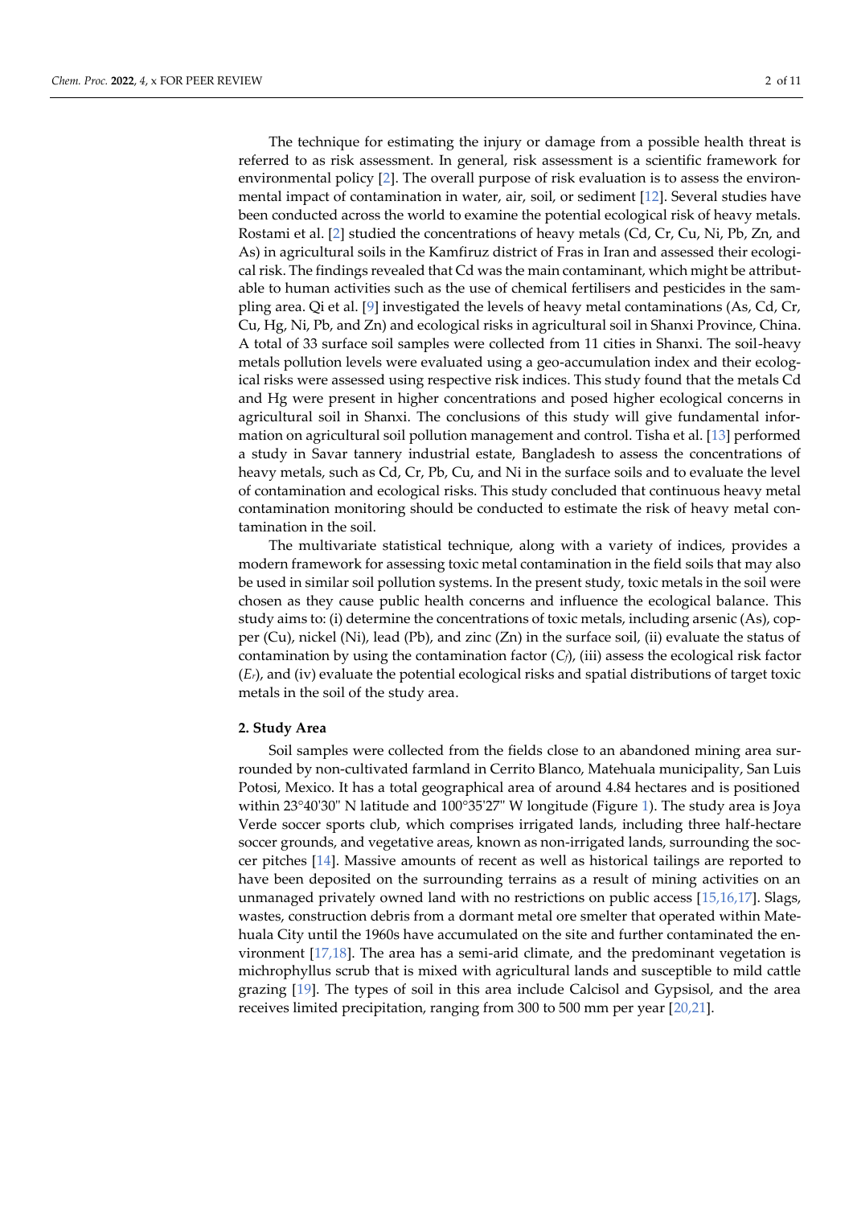The technique for estimating the injury or damage from a possible health threat is referred to as risk assessment. In general, risk assessment is a scientific framework for environmental policy [2]. The overall purpose of risk evaluation is to assess the environmental impact of contamination in water, air, soil, or sediment [12]. Several studies have been conducted across the world to examine the potential ecological risk of heavy metals. Rostami et al. [2] studied the concentrations of heavy metals (Cd, Cr, Cu, Ni, Pb, Zn, and As) in agricultural soils in the Kamfiruz district of Fras in Iran and assessed their ecological risk. The findings revealed that Cd was the main contaminant, which might be attributable to human activities such as the use of chemical fertilisers and pesticides in the sampling area. Qi et al. [9] investigated the levels of heavy metal contaminations (As, Cd, Cr, Cu, Hg, Ni, Pb, and Zn) and ecological risks in agricultural soil in Shanxi Province, China. A total of 33 surface soil samples were collected from 11 cities in Shanxi. The soil-heavy metals pollution levels were evaluated using a geo-accumulation index and their ecological risks were assessed using respective risk indices. This study found that the metals Cd and Hg were present in higher concentrations and posed higher ecological concerns in agricultural soil in Shanxi. The conclusions of this study will give fundamental information on agricultural soil pollution management and control. Tisha et al. [13] performed a study in Savar tannery industrial estate, Bangladesh to assess the concentrations of heavy metals, such as Cd, Cr, Pb, Cu, and Ni in the surface soils and to evaluate the level of contamination and ecological risks. This study concluded that continuous heavy metal contamination monitoring should be conducted to estimate the risk of heavy metal contamination in the soil.

The multivariate statistical technique, along with a variety of indices, provides a modern framework for assessing toxic metal contamination in the field soils that may also be used in similar soil pollution systems. In the present study, toxic metals in the soil were chosen as they cause public health concerns and influence the ecological balance. This study aims to: (i) determine the concentrations of toxic metals, including arsenic (As), copper (Cu), nickel (Ni), lead (Pb), and zinc (Zn) in the surface soil, (ii) evaluate the status of contamination by using the contamination factor ($C_f$), (iii) assess the ecological risk factor ($E_r$), and (iv) evaluate the potential ecological risks and spatial distributions of target toxic metals in the soil of the study area.

## 2. Study Area

Soil samples were collected from the fields close to an abandoned mining area surrounded by non-cultivated farmland in Cerrito Blanco, Matehuala municipality, San Luis Potosi, Mexico. It has a total geographical area of around 4.84 hectares and is positioned within 23°40'30" N latitude and 100°35'27" W longitude (Figure 1). The study area is Joya Verde soccer sports club, which comprises irrigated lands, including three half-hectare soccer grounds, and vegetative areas, known as non-irrigated lands, surrounding the soccer pitches [14]. Massive amounts of recent as well as historical tailings are reported to have been deposited on the surrounding terrains as a result of mining activities on an unmanaged privately owned land with no restrictions on public access [15,16,17]. Slags, wastes, construction debris from a dormant metal ore smelter that operated within Matehuala City until the 1960s have accumulated on the site and further contaminated the environment [17,18]. The area has a semi-arid climate, and the predominant vegetation is michrophyllus scrub that is mixed with agricultural lands and susceptible to mild cattle grazing [19]. The types of soil in this area include Calcisol and Gypsisol, and the area receives limited precipitation, ranging from 300 to 500 mm per year [20,21].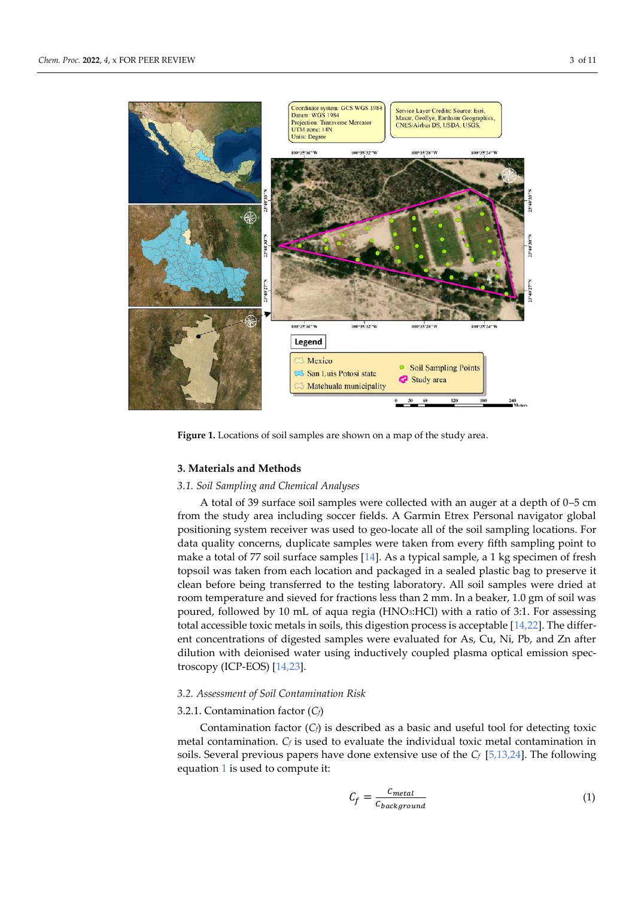Figure 1. Locations of soil samples are shown on a map of the study area.

## 3. Materials and Methods

### 3.1. Soil Sampling and Chemical Analyses

A total of 39 surface soil samples were collected with an auger at a depth of 0–5 cm from the study area including soccer fields. A Garmin Etrex Personal navigator global positioning system receiver was used to geo-locate all of the soil sampling locations. For data quality concerns, duplicate samples were taken from every fifth sampling point to make a total of 77 soil surface samples [14]. As a typical sample, a 1 kg specimen of fresh topsoil was taken from each location and packaged in a sealed plastic bag to preserve it clean before being transferred to the testing laboratory. All soil samples were dried at room temperature and sieved for fractions less than 2 mm. In a beaker, 1.0 gm of soil was poured, followed by 10 mL of aqua regia ($HNO_3$:HCl) with a ratio of 3:1. For assessing total accessible toxic metals in soils, this digestion process is acceptable [14,22]. The different concentrations of digested samples were evaluated for As, Cu, Ni, Pb, and Zn after dilution with deionised water using inductively coupled plasma optical emission spectroscopy (ICP-EOS) [14,23].

### 3.2. Assessment of Soil Contamination Risk

#### 3.2.1. Contamination factor ($C_f$)

Contamination factor ($C_f$) is described as a basic and useful tool for detecting toxic metal contamination. $C_f$ is used to evaluate the individual toxic metal contamination in soils. Several previous papers have done extensive use of the $C_f$ [5,13,24]. The following equation 1 is used to compute it:

$$C_f = \frac{C_{metal}}{C_{background}} \quad (1)$$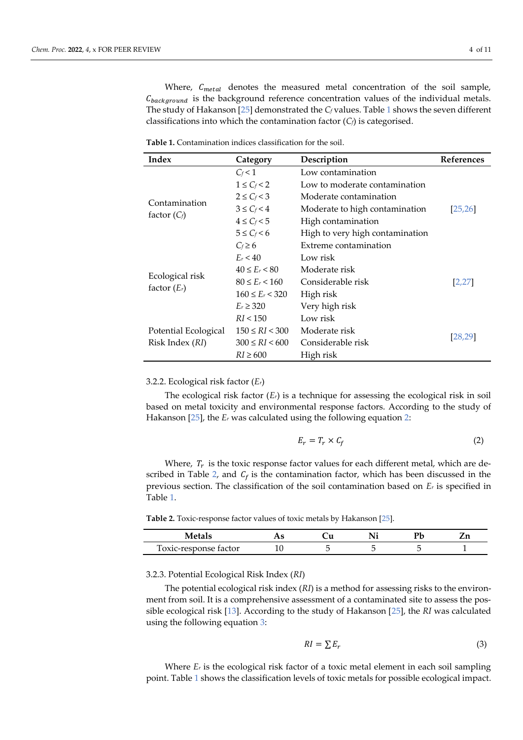Where, $C_{metal}$ denotes the measured metal concentration of the soil sample, $C_{background}$ is the background reference concentration values of the individual metals. The study of Hakanson [25] demonstrated the $C_f$ values. Table 1 shows the seven different classifications into which the contamination factor ($C_f$) is categorised.

**Table 1.** Contamination indices classification for the soil.

| Index | Category | Description | References |
|---|---|---|---|
| Contamination factor ($C_f$) | $C_f < 1$ | Low contamination | [25,26] |
| | $1 \leq C_f < 2$ | Low to moderate contamination | |
| | $2 \leq C_f < 3$ | Moderate contamination | |
| | $3 \leq C_f < 4$ | Moderate to high contamination | |
| | $4 \leq C_f < 5$ | High contamination | |
| | $5 \leq C_f < 6$ | High to very high contamination | |
| | $C_f \geq 6$ | Extreme contamination | |
| Ecological risk factor ($E_r$) | $E_r < 40$ | Low risk | [2,27] |
| | $40 \leq E_r < 80$ | Moderate risk | |
| | $80 \leq E_r < 160$ | Considerable risk | |
| | $160 \leq E_r < 320$ | High risk | |
| | $E_r \geq 320$ | Very high risk | |
| Potential Ecological Risk Index ($RI$) | $RI < 150$ | Low risk | [28,29] |
| | $150 \leq RI < 300$ | Moderate risk | |
| | $300 \leq RI < 600$ | Considerable risk | |
| | $RI \geq 600$ | High risk | |

3.2.2. Ecological risk factor ($E_r$)

The ecological risk factor ($E_r$) is a technique for assessing the ecological risk in soil based on metal toxicity and environmental response factors. According to the study of Hakanson [25], the $E_r$ was calculated using the following equation 2:

$$E_r = T_r \times C_f \quad (2)$$

Where, $T_r$ is the toxic response factor values for each different metal, which are described in Table 2, and $C_f$ is the contamination factor, which has been discussed in the previous section. The classification of the soil contamination based on $E_r$ is specified in Table 1.

**Table 2.** Toxic-response factor values of toxic metals by Hakanson [25].

| Metals | As | Cu | Ni | Pb | Zn |
|---|---|---|---|---|---|
| Toxic-response factor | 10 | 5 | 5 | 5 | 1 |

3.2.3. Potential Ecological Risk Index ($RI$)

The potential ecological risk index ($RI$) is a method for assessing risks to the environment from soil. It is a comprehensive assessment of a contaminated site to assess the possible ecological risk [13]. According to the study of Hakanson [25], the $RI$ was calculated using the following equation 3:

$$RI = \sum E_r \quad (3)$$

Where $E_r$ is the ecological risk factor of a toxic metal element in each soil sampling point. Table 1 shows the classification levels of toxic metals for possible ecological impact.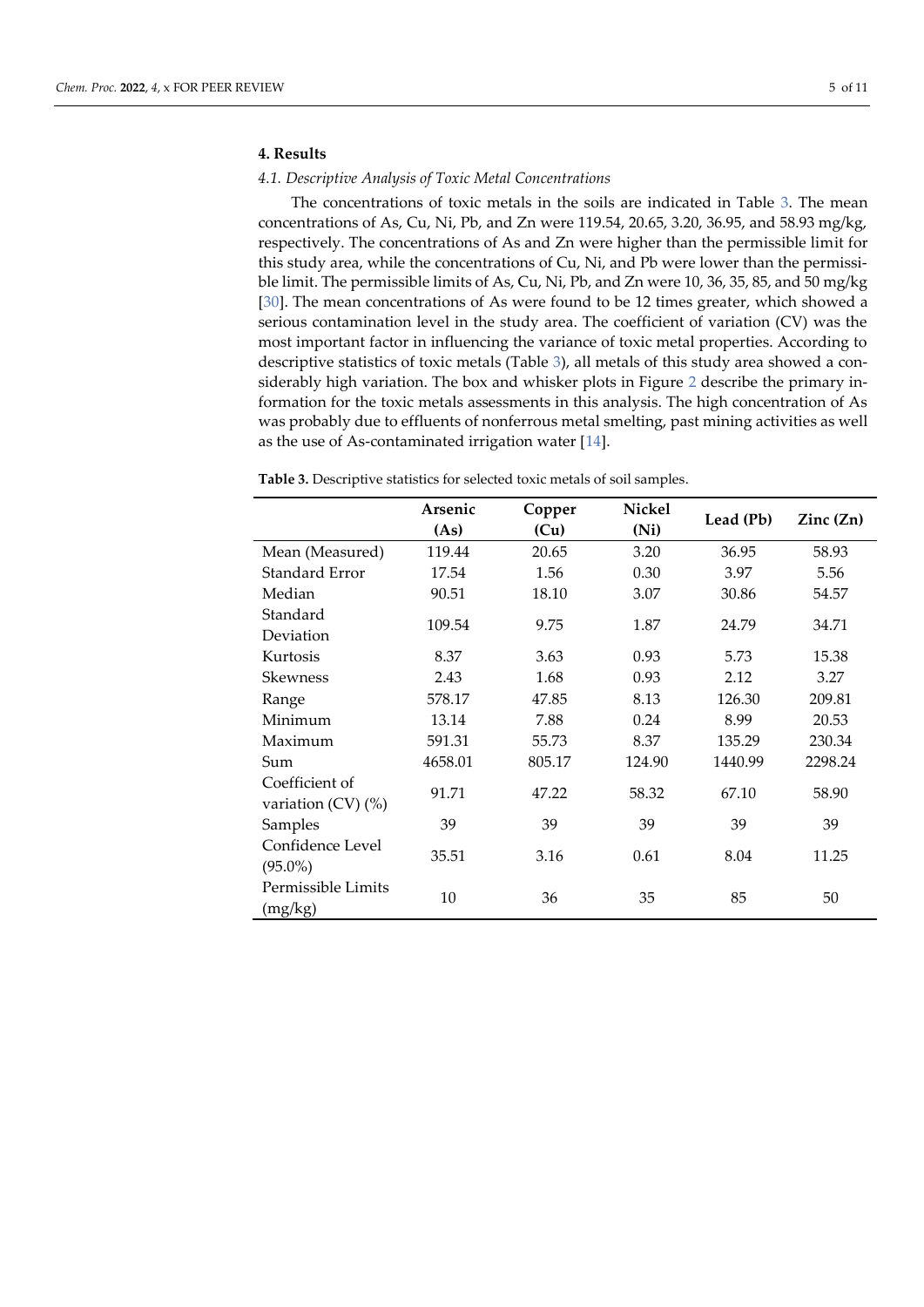## 4. Results

### 4.1. Descriptive Analysis of Toxic Metal Concentrations

The concentrations of toxic metals in the soils are indicated in Table 3. The mean concentrations of As, Cu, Ni, Pb, and Zn were 119.54, 20.65, 3.20, 36.95, and 58.93 mg/kg, respectively. The concentrations of As and Zn were higher than the permissible limit for this study area, while the concentrations of Cu, Ni, and Pb were lower than the permissible limit. The permissible limits of As, Cu, Ni, Pb, and Zn were 10, 36, 35, 85, and 50 mg/kg [30]. The mean concentrations of As were found to be 12 times greater, which showed a serious contamination level in the study area. The coefficient of variation (CV) was the most important factor in influencing the variance of toxic metal properties. According to descriptive statistics of toxic metals (Table 3), all metals of this study area showed a considerably high variation. The box and whisker plots in Figure 2 describe the primary information for the toxic metals assessments in this analysis. The high concentration of As was probably due to effluents of nonferrous metal smelting, past mining activities as well as the use of As-contaminated irrigation water [14].

**Table 3.** Descriptive statistics for selected toxic metals of soil samples.

| | Arsenic (As) | Copper (Cu) | Nickel (Ni) | Lead (Pb) | Zinc (Zn) |
|---|---|---|---|---|---|
| Mean (Measured) | 119.44 | 20.65 | 3.20 | 36.95 | 58.93 |
| Standard Error | 17.54 | 1.56 | 0.30 | 3.97 | 5.56 |
| Median | 90.51 | 18.10 | 3.07 | 30.86 | 54.57 |
| Standard Deviation | 109.54 | 9.75 | 1.87 | 24.79 | 34.71 |
| Kurtosis | 8.37 | 3.63 | 0.93 | 5.73 | 15.38 |
| Skewness | 2.43 | 1.68 | 0.93 | 2.12 | 3.27 |
| Range | 578.17 | 47.85 | 8.13 | 126.30 | 209.81 |
| Minimum | 13.14 | 7.88 | 0.24 | 8.99 | 20.53 |
| Maximum | 591.31 | 55.73 | 8.37 | 135.29 | 230.34 |
| Sum | 4658.01 | 805.17 | 124.90 | 1440.99 | 2298.24 |
| Coefficient of variation (CV) (%) | 91.71 | 47.22 | 58.32 | 67.10 | 58.90 |
| Samples | 39 | 39 | 39 | 39 | 39 |
| Confidence Level (95.0%) | 35.51 | 3.16 | 0.61 | 8.04 | 11.25 |
| Permissible Limits (mg/kg) | 10 | 36 | 35 | 85 | 50 |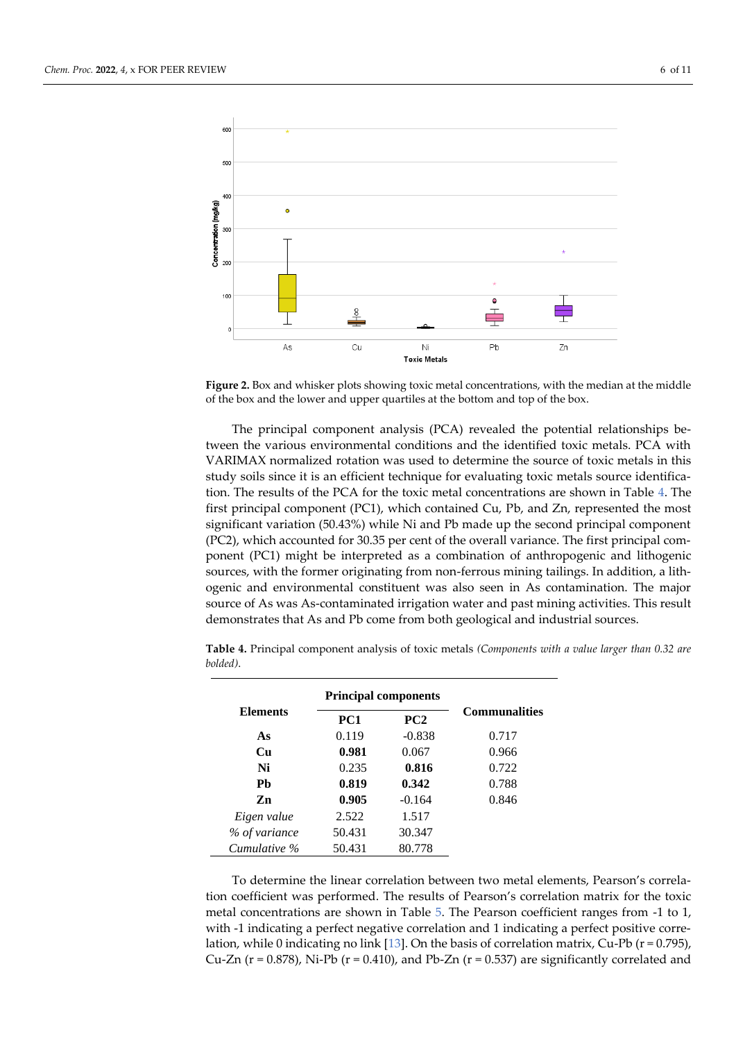**Figure 2.** Box and whisker plots showing toxic metal concentrations, with the median at the middle of the box and the lower and upper quartiles at the bottom and top of the box.

The principal component analysis (PCA) revealed the potential relationships between the various environmental conditions and the identified toxic metals. PCA with VARIMAX normalized rotation was used to determine the source of toxic metals in this study soils since it is an efficient technique for evaluating toxic metals source identification. The results of the PCA for the toxic metal concentrations are shown in Table 4. The first principal component (PC1), which contained Cu, Pb, and Zn, represented the most significant variation (50.43%) while Ni and Pb made up the second principal component (PC2), which accounted for 30.35 per cent of the overall variance. The first principal component (PC1) might be interpreted as a combination of anthropogenic and lithogenic sources, with the former originating from non-ferrous mining tailings. In addition, a lithogenic and environmental constituent was also seen in As contamination. The major source of As was As-contaminated irrigation water and past mining activities. This result demonstrates that As and Pb come from both geological and industrial sources.

**Table 4.** Principal component analysis of toxic metals *(Components with a value larger than 0.32 are bolded)*.

| Elements | Principal components | | Communalities |
|---|---|---|---|
| | PC1 | PC2 | |
| **As** | 0.119 | -0.838 | 0.717 |
| **Cu** | **0.981** | 0.067 | 0.966 |
| **Ni** | 0.235 | **0.816** | 0.722 |
| **Pb** | **0.819** | **0.342** | 0.788 |
| **Zn** | **0.905** | -0.164 | 0.846 |
| *Eigen value* | 2.522 | 1.517 | |
| *% of variance* | 50.431 | 30.347 | |
| *Cumulative %* | 50.431 | 80.778 | |

To determine the linear correlation between two metal elements, Pearson's correlation coefficient was performed. The results of Pearson's correlation matrix for the toxic metal concentrations are shown in Table 5. The Pearson coefficient ranges from -1 to 1, with -1 indicating a perfect negative correlation and 1 indicating a perfect positive correlation, while 0 indicating no link [13]. On the basis of correlation matrix, Cu-Pb ($r = 0.795$), Cu-Zn ($r = 0.878$), Ni-Pb ($r = 0.410$), and Pb-Zn ($r = 0.537$) are significantly correlated and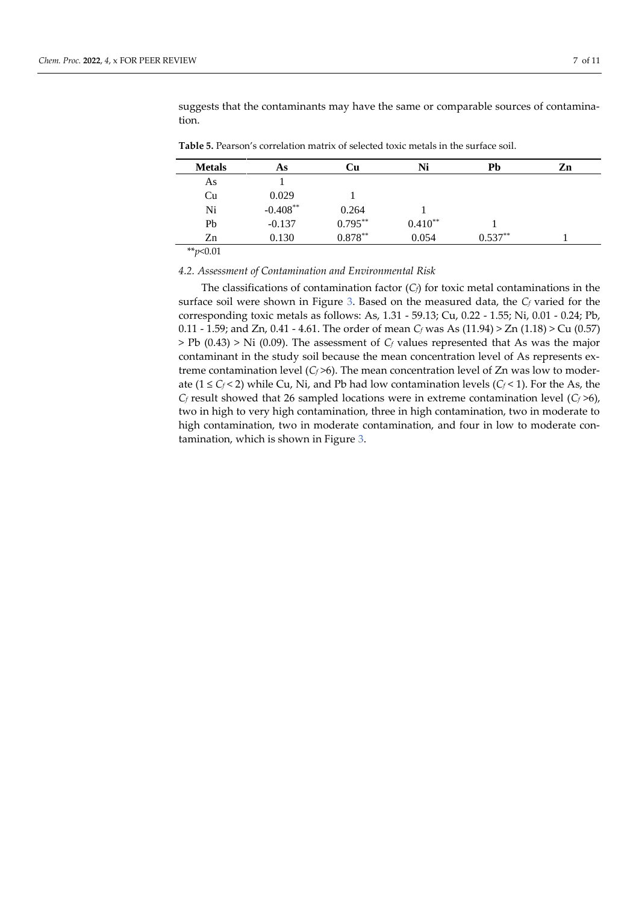suggests that the contaminants may have the same or comparable sources of contamination.

**Table 5.** Pearson's correlation matrix of selected toxic metals in the surface soil.

| Metals | As | Cu | Ni | Pb | Zn |
|---|---|---|---|---|---|
| As | 1 | | | | |
| Cu | 0.029 | 1 | | | |
| Ni | -0.408** | 0.264 | 1 | | |
| Pb | -0.137 | 0.795** | 0.410** | 1 | |
| Zn | 0.130 | 0.878** | 0.054 | 0.537** | 1 |

**$p<0.01$

### 4.2. Assessment of Contamination and Environmental Risk

The classifications of contamination factor ($C_f$) for toxic metal contaminations in the surface soil were shown in Figure 3. Based on the measured data, the $C_f$ varied for the corresponding toxic metals as follows: As, 1.31 - 59.13; Cu, 0.22 - 1.55; Ni, 0.01 - 0.24; Pb, 0.11 - 1.59; and Zn, 0.41 - 4.61. The order of mean $C_f$ was As (11.94) > Zn (1.18) > Cu (0.57) > Pb (0.43) > Ni (0.09). The assessment of $C_f$ values represented that As was the major contaminant in the study soil because the mean concentration level of As represents extreme contamination level ($C_f$ >6). The mean concentration level of Zn was low to moderate ($1 \leq C_f < 2$) while Cu, Ni, and Pb had low contamination levels ($C_f < 1$). For the As, the $C_f$ result showed that 26 sampled locations were in extreme contamination level ($C_f$ >6), two in high to very high contamination, three in high contamination, two in moderate to high contamination, two in moderate contamination, and four in low to moderate contamination, which is shown in Figure 3.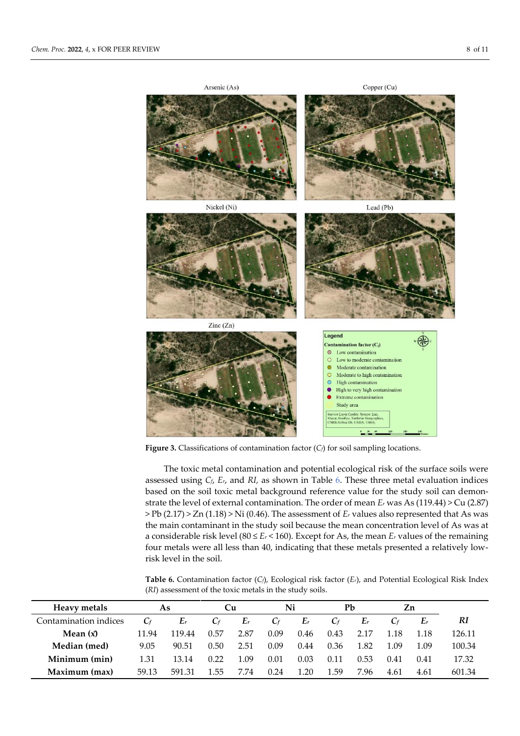**Figure 3.** Classifications of contamination factor ($C_f$) for soil sampling locations.

The toxic metal contamination and potential ecological risk of the surface soils were assessed using $C_f$, $E_r$, and $RI$, as shown in Table 6. These three metal evaluation indices based on the soil toxic metal background reference value for the study soil can demonstrate the level of external contamination. The order of mean $E_r$ was As (119.44) > Cu (2.87) > Pb (2.17) > Zn (1.18) > Ni (0.46). The assessment of $E_r$ values also represented that As was the main contaminant in the study soil because the mean concentration level of As was at a considerable risk level ($80 \leq E_r < 160$). Except for As, the mean $E_r$ values of the remaining four metals were all less than 40, indicating that these metals presented a relatively low-risk level in the soil.

**Table 6.** Contamination factor ($C_f$), Ecological risk factor ($E_r$), and Potential Ecological Risk Index ($RI$) assessment of the toxic metals in the study soils.

| Heavy metals | As | | Cu | | Ni | | Pb | | Zn | | |
|---|---|---|---|---|---|---|---|---|---|---|---|
| Contamination indices | $C_f$ | $E_r$ | $C_f$ | $E_r$ | $C_f$ | $E_r$ | $C_f$ | $E_r$ | $C_f$ | $E_r$ | $RI$ |
| **Mean ($\bar{x}$)** | 11.94 | 119.44 | 0.57 | 2.87 | 0.09 | 0.46 | 0.43 | 2.17 | 1.18 | 1.18 | 126.11 |
| **Median (med)** | 9.05 | 90.51 | 0.50 | 2.51 | 0.09 | 0.44 | 0.36 | 1.82 | 1.09 | 1.09 | 100.34 |
| **Minimum (min)** | 1.31 | 13.14 | 0.22 | 1.09 | 0.01 | 0.03 | 0.11 | 0.53 | 0.41 | 0.41 | 17.32 |
| **Maximum (max)** | 59.13 | 591.31 | 1.55 | 7.74 | 0.24 | 1.20 | 1.59 | 7.96 | 4.61 | 4.61 | 601.34 |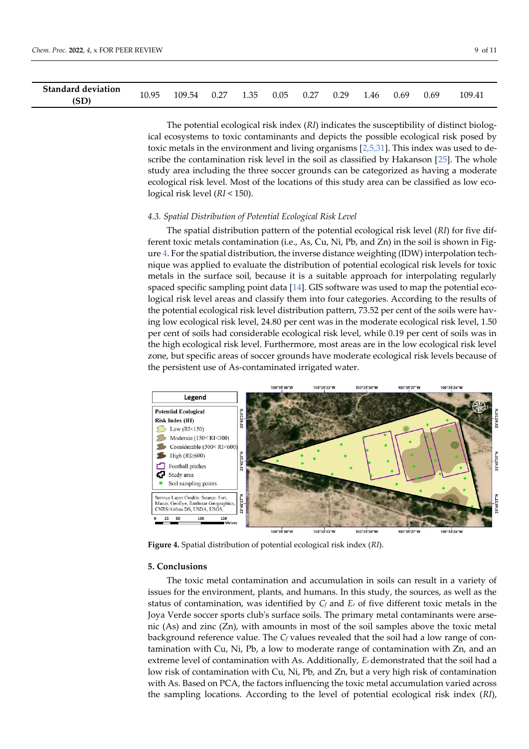| Standard deviation (SD) | 10.95 | 109.54 | 0.27 | 1.35 | 0.05 | 0.27 | 0.29 | 1.46 | 0.69 | 0.69 | 109.41 |
|---|---|---|---|---|---|---|---|---|---|---|---|

The potential ecological risk index (*RI*) indicates the susceptibility of distinct biological ecosystems to toxic contaminants and depicts the possible ecological risk posed by toxic metals in the environment and living organisms [2,5,31]. This index was used to describe the contamination risk level in the soil as classified by Hakanson [25]. The whole study area including the three soccer grounds can be categorized as having a moderate ecological risk level. Most of the locations of this study area can be classified as low ecological risk level ($RI < 150$).

### 4.3. Spatial Distribution of Potential Ecological Risk Level

The spatial distribution pattern of the potential ecological risk level (*RI*) for five different toxic metals contamination (i.e., As, Cu, Ni, Pb, and Zn) in the soil is shown in Figure 4. For the spatial distribution, the inverse distance weighting (IDW) interpolation technique was applied to evaluate the distribution of potential ecological risk levels for toxic metals in the surface soil, because it is a suitable approach for interpolating regularly spaced specific sampling point data [14]. GIS software was used to map the potential ecological risk level areas and classify them into four categories. According to the results of the potential ecological risk level distribution pattern, 73.52 per cent of the soils were having low ecological risk level, 24.80 per cent was in the moderate ecological risk level, 1.50 per cent of soils had considerable ecological risk level, while 0.19 per cent of soils was in the high ecological risk level. Furthermore, most areas are in the low ecological risk level zone, but specific areas of soccer grounds have moderate ecological risk levels because of the persistent use of As-contaminated irrigated water.

**Figure 4.** Spatial distribution of potential ecological risk index (*RI*).

## 5. Conclusions

The toxic metal contamination and accumulation in soils can result in a variety of issues for the environment, plants, and humans. In this study, the sources, as well as the status of contamination, was identified by $C_f$ and $E_r$ of five different toxic metals in the Joya Verde soccer sports club's surface soils. The primary metal contaminants were arsenic (As) and zinc (Zn), with amounts in most of the soil samples above the toxic metal background reference value. The $C_f$ values revealed that the soil had a low range of contamination with Cu, Ni, Pb, a low to moderate range of contamination with Zn, and an extreme level of contamination with As. Additionally, $E_r$ demonstrated that the soil had a low risk of contamination with Cu, Ni, Pb, and Zn, but a very high risk of contamination with As. Based on PCA, the factors influencing the toxic metal accumulation varied across the sampling locations. According to the level of potential ecological risk index (*RI*),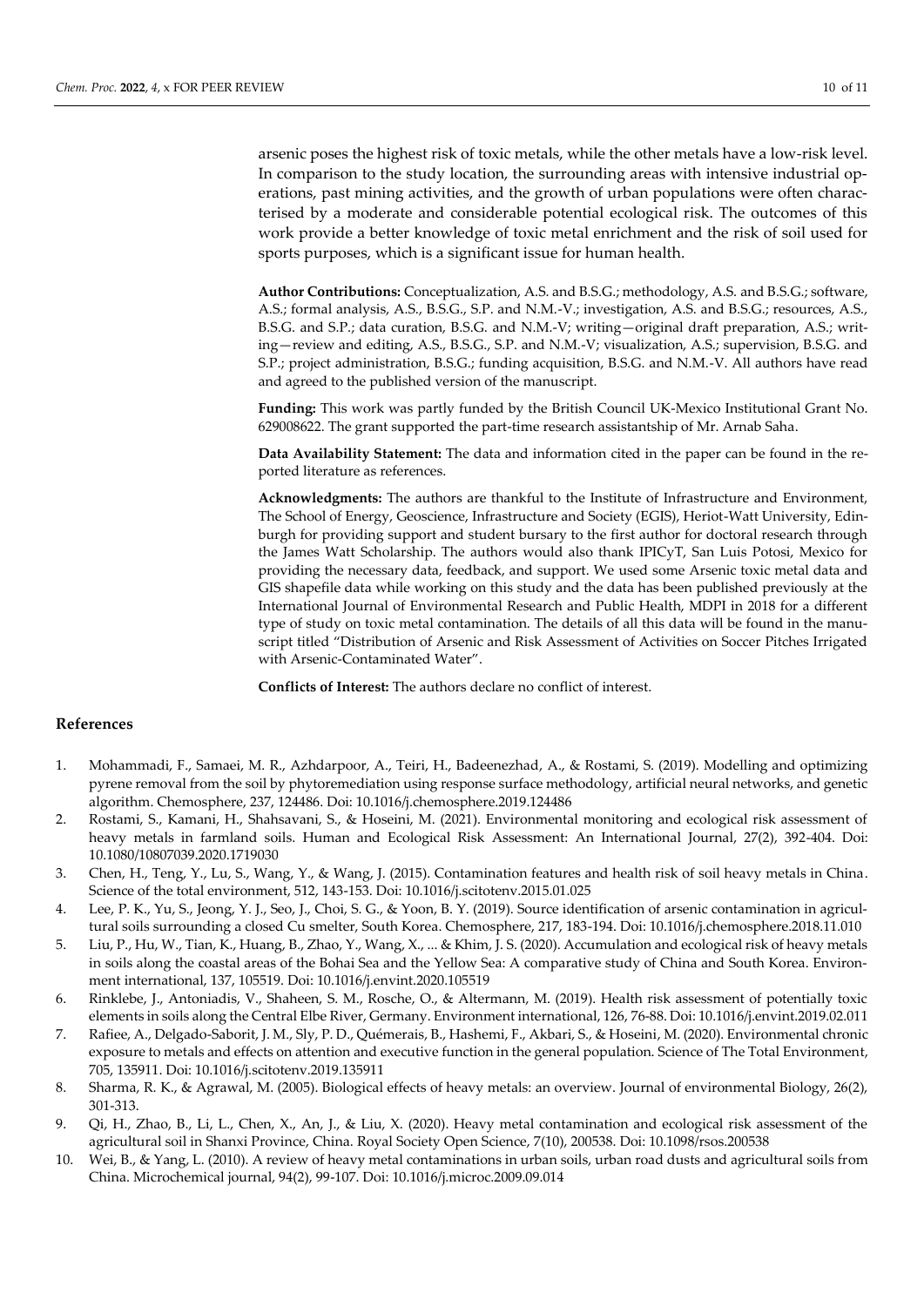arsenic poses the highest risk of toxic metals, while the other metals have a low-risk level. In comparison to the study location, the surrounding areas with intensive industrial operations, past mining activities, and the growth of urban populations were often characterised by a moderate and considerable potential ecological risk. The outcomes of this work provide a better knowledge of toxic metal enrichment and the risk of soil used for sports purposes, which is a significant issue for human health.

**Author Contributions:** Conceptualization, A.S. and B.S.G.; methodology, A.S. and B.S.G.; software, A.S.; formal analysis, A.S., B.S.G., S.P. and N.M.-V.; investigation, A.S. and B.S.G.; resources, A.S., B.S.G. and S.P.; data curation, B.S.G. and N.M.-V; writing—original draft preparation, A.S.; writing—review and editing, A.S., B.S.G., S.P. and N.M.-V; visualization, A.S.; supervision, B.S.G. and S.P.; project administration, B.S.G.; funding acquisition, B.S.G. and N.M.-V. All authors have read and agreed to the published version of the manuscript.

**Funding:** This work was partly funded by the British Council UK-Mexico Institutional Grant No. 629008622. The grant supported the part-time research assistantship of Mr. Arnab Saha.

**Data Availability Statement:** The data and information cited in the paper can be found in the reported literature as references.

**Acknowledgments:** The authors are thankful to the Institute of Infrastructure and Environment, The School of Energy, Geoscience, Infrastructure and Society (EGIS), Heriot-Watt University, Edinburgh for providing support and student bursary to the first author for doctoral research through the James Watt Scholarship. The authors would also thank IPICyT, San Luis Potosi, Mexico for providing the necessary data, feedback, and support. We used some Arsenic toxic metal data and GIS shapefile data while working on this study and the data has been published previously at the International Journal of Environmental Research and Public Health, MDPI in 2018 for a different type of study on toxic metal contamination. The details of all this data will be found in the manuscript titled "Distribution of Arsenic and Risk Assessment of Activities on Soccer Pitches Irrigated with Arsenic-Contaminated Water".

**Conflicts of Interest:** The authors declare no conflict of interest.

## References

1. Mohammadi, F., Samaei, M. R., Azhdarpoor, A., Teiri, H., Badeenezhad, A., & Rostami, S. (2019). Modelling and optimizing pyrene removal from the soil by phytoremediation using response surface methodology, artificial neural networks, and genetic algorithm. Chemosphere, 237, 124486. Doi: 10.1016/j.chemosphere.2019.124486
2. Rostami, S., Kamani, H., Shahsavani, S., & Hoseini, M. (2021). Environmental monitoring and ecological risk assessment of heavy metals in farmland soils. Human and Ecological Risk Assessment: An International Journal, 27(2), 392-404. Doi: 10.1080/10807039.2020.1719030
3. Chen, H., Teng, Y., Lu, S., Wang, Y., & Wang, J. (2015). Contamination features and health risk of soil heavy metals in China. Science of the total environment, 512, 143-153. Doi: 10.1016/j.scitotenv.2015.01.025
4. Lee, P. K., Yu, S., Jeong, Y. J., Seo, J., Choi, S. G., & Yoon, B. Y. (2019). Source identification of arsenic contamination in agricultural soils surrounding a closed Cu smelter, South Korea. Chemosphere, 217, 183-194. Doi: 10.1016/j.chemosphere.2018.11.010
5. Liu, P., Hu, W., Tian, K., Huang, B., Zhao, Y., Wang, X., ... & Khim, J. S. (2020). Accumulation and ecological risk of heavy metals in soils along the coastal areas of the Bohai Sea and the Yellow Sea: A comparative study of China and South Korea. Environment international, 137, 105519. Doi: 10.1016/j.envint.2020.105519
6. Rinklebe, J., Antoniadis, V., Shaheen, S. M., Rosche, O., & Altermann, M. (2019). Health risk assessment of potentially toxic elements in soils along the Central Elbe River, Germany. Environment international, 126, 76-88. Doi: 10.1016/j.envint.2019.02.011
7. Rafiee, A., Delgado-Saborit, J. M., Sly, P. D., Quémerais, B., Hashemi, F., Akbari, S., & Hoseini, M. (2020). Environmental chronic exposure to metals and effects on attention and executive function in the general population. Science of The Total Environment, 705, 135911. Doi: 10.1016/j.scitotenv.2019.135911
8. Sharma, R. K., & Agrawal, M. (2005). Biological effects of heavy metals: an overview. Journal of environmental Biology, 26(2), 301-313.
9. Qi, H., Zhao, B., Li, L., Chen, X., An, J., & Liu, X. (2020). Heavy metal contamination and ecological risk assessment of the agricultural soil in Shanxi Province, China. Royal Society Open Science, 7(10), 200538. Doi: 10.1098/rsos.200538
10. Wei, B., & Yang, L. (2010). A review of heavy metal contaminations in urban soils, urban road dusts and agricultural soils from China. Microchemical journal, 94(2), 99-107. Doi: 10.1016/j.microc.2009.09.014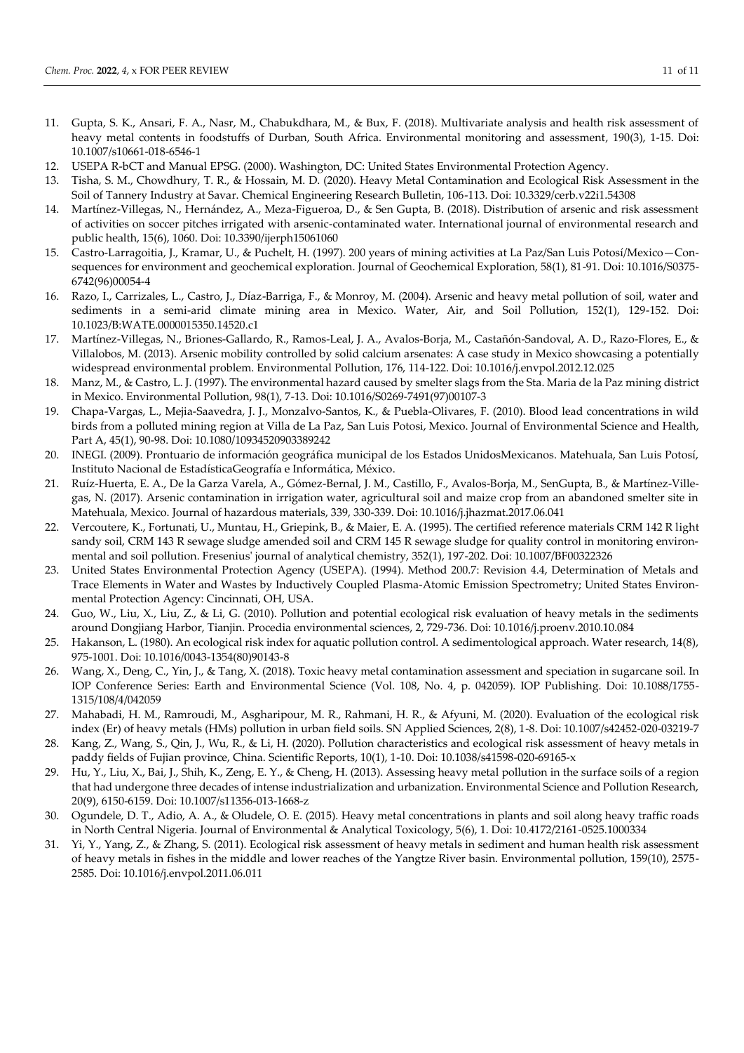11. Gupta, S. K., Ansari, F. A., Nasr, M., Chabukdhara, M., & Bux, F. (2018). Multivariate analysis and health risk assessment of heavy metal contents in foodstuffs of Durban, South Africa. Environmental monitoring and assessment, 190(3), 1-15. Doi: 10.1007/s10661-018-6546-1
12. USEPA R-bCT and Manual EPSG. (2000). Washington, DC: United States Environmental Protection Agency.
13. Tisha, S. M., Chowdhury, T. R., & Hossain, M. D. (2020). Heavy Metal Contamination and Ecological Risk Assessment in the Soil of Tannery Industry at Savar. Chemical Engineering Research Bulletin, 106-113. Doi: 10.3329/cerb.v22i1.54308
14. Martínez-Villegas, N., Hernández, A., Meza-Figueroa, D., & Sen Gupta, B. (2018). Distribution of arsenic and risk assessment of activities on soccer pitches irrigated with arsenic-contaminated water. International journal of environmental research and public health, 15(6), 1060. Doi: 10.3390/ijerph15061060
15. Castro-Larragoitia, J., Kramar, U., & Puchelt, H. (1997). 200 years of mining activities at La Paz/San Luis Potosí/Mexico—Consequences for environment and geochemical exploration. Journal of Geochemical Exploration, 58(1), 81-91. Doi: 10.1016/S0375-6742(96)00054-4
16. Razo, I., Carrizales, L., Castro, J., Díaz-Barriga, F., & Monroy, M. (2004). Arsenic and heavy metal pollution of soil, water and sediments in a semi-arid climate mining area in Mexico. Water, Air, and Soil Pollution, 152(1), 129-152. Doi: 10.1023/B:WATE.0000015350.14520.c1
17. Martínez-Villegas, N., Briones-Gallardo, R., Ramos-Leal, J. A., Avalos-Borja, M., Castañón-Sandoval, A. D., Razo-Flores, E., & Villalobos, M. (2013). Arsenic mobility controlled by solid calcium arsenates: A case study in Mexico showcasing a potentially widespread environmental problem. Environmental Pollution, 176, 114-122. Doi: 10.1016/j.envpol.2012.12.025
18. Manz, M., & Castro, L. J. (1997). The environmental hazard caused by smelter slags from the Sta. Maria de la Paz mining district in Mexico. Environmental Pollution, 98(1), 7-13. Doi: 10.1016/S0269-7491(97)00107-3
19. Chapa-Vargas, L., Mejia-Saavedra, J. J., Monzalvo-Santos, K., & Puebla-Olivares, F. (2010). Blood lead concentrations in wild birds from a polluted mining region at Villa de La Paz, San Luis Potosi, Mexico. Journal of Environmental Science and Health, Part A, 45(1), 90-98. Doi: 10.1080/10934520903389242
20. INEGI. (2009). Prontuario de información geográfica municipal de los Estados UnidosMexicanos. Matehuala, San Luis Potosí, Instituto Nacional de EstadísticaGeografía e Informática, México.
21. Ruíz-Huerta, E. A., De la Garza Varela, A., Gómez-Bernal, J. M., Castillo, F., Avalos-Borja, M., SenGupta, B., & Martínez-Villegas, N. (2017). Arsenic contamination in irrigation water, agricultural soil and maize crop from an abandoned smelter site in Matehuala, Mexico. Journal of hazardous materials, 339, 330-339. Doi: 10.1016/j.jhazmat.2017.06.041
22. Vercoutere, K., Fortunati, U., Muntau, H., Griepink, B., & Maier, E. A. (1995). The certified reference materials CRM 142 R light sandy soil, CRM 143 R sewage sludge amended soil and CRM 145 R sewage sludge for quality control in monitoring environmental and soil pollution. Fresenius' journal of analytical chemistry, 352(1), 197-202. Doi: 10.1007/BF00322326
23. United States Environmental Protection Agency (USEPA). (1994). Method 200.7: Revision 4.4, Determination of Metals and Trace Elements in Water and Wastes by Inductively Coupled Plasma-Atomic Emission Spectrometry; United States Environmental Protection Agency: Cincinnati, OH, USA.
24. Guo, W., Liu, X., Liu, Z., & Li, G. (2010). Pollution and potential ecological risk evaluation of heavy metals in the sediments around Dongjiang Harbor, Tianjin. Procedia environmental sciences, 2, 729-736. Doi: 10.1016/j.proenv.2010.10.084
25. Hakanson, L. (1980). An ecological risk index for aquatic pollution control. A sedimentological approach. Water research, 14(8), 975-1001. Doi: 10.1016/0043-1354(80)90143-8
26. Wang, X., Deng, C., Yin, J., & Tang, X. (2018). Toxic heavy metal contamination assessment and speciation in sugarcane soil. In IOP Conference Series: Earth and Environmental Science (Vol. 108, No. 4, p. 042059). IOP Publishing. Doi: 10.1088/1755-1315/108/4/042059
27. Mahabadi, H. M., Ramroudi, M., Asgharipour, M. R., Rahmani, H. R., & Afyuni, M. (2020). Evaluation of the ecological risk index (Er) of heavy metals (HMs) pollution in urban field soils. SN Applied Sciences, 2(8), 1-8. Doi: 10.1007/s42452-020-03219-7
28. Kang, Z., Wang, S., Qin, J., Wu, R., & Li, H. (2020). Pollution characteristics and ecological risk assessment of heavy metals in paddy fields of Fujian province, China. Scientific Reports, 10(1), 1-10. Doi: 10.1038/s41598-020-69165-x
29. Hu, Y., Liu, X., Bai, J., Shih, K., Zeng, E. Y., & Cheng, H. (2013). Assessing heavy metal pollution in the surface soils of a region that had undergone three decades of intense industrialization and urbanization. Environmental Science and Pollution Research, 20(9), 6150-6159. Doi: 10.1007/s11356-013-1668-z
30. Ogundele, D. T., Adio, A. A., & Oludele, O. E. (2015). Heavy metal concentrations in plants and soil along heavy traffic roads in North Central Nigeria. Journal of Environmental & Analytical Toxicology, 5(6), 1. Doi: 10.4172/2161-0525.1000334
31. Yi, Y., Yang, Z., & Zhang, S. (2011). Ecological risk assessment of heavy metals in sediment and human health risk assessment of heavy metals in fishes in the middle and lower reaches of the Yangtze River basin. Environmental pollution, 159(10), 2575-2585. Doi: 10.1016/j.envpol.2011.06.011